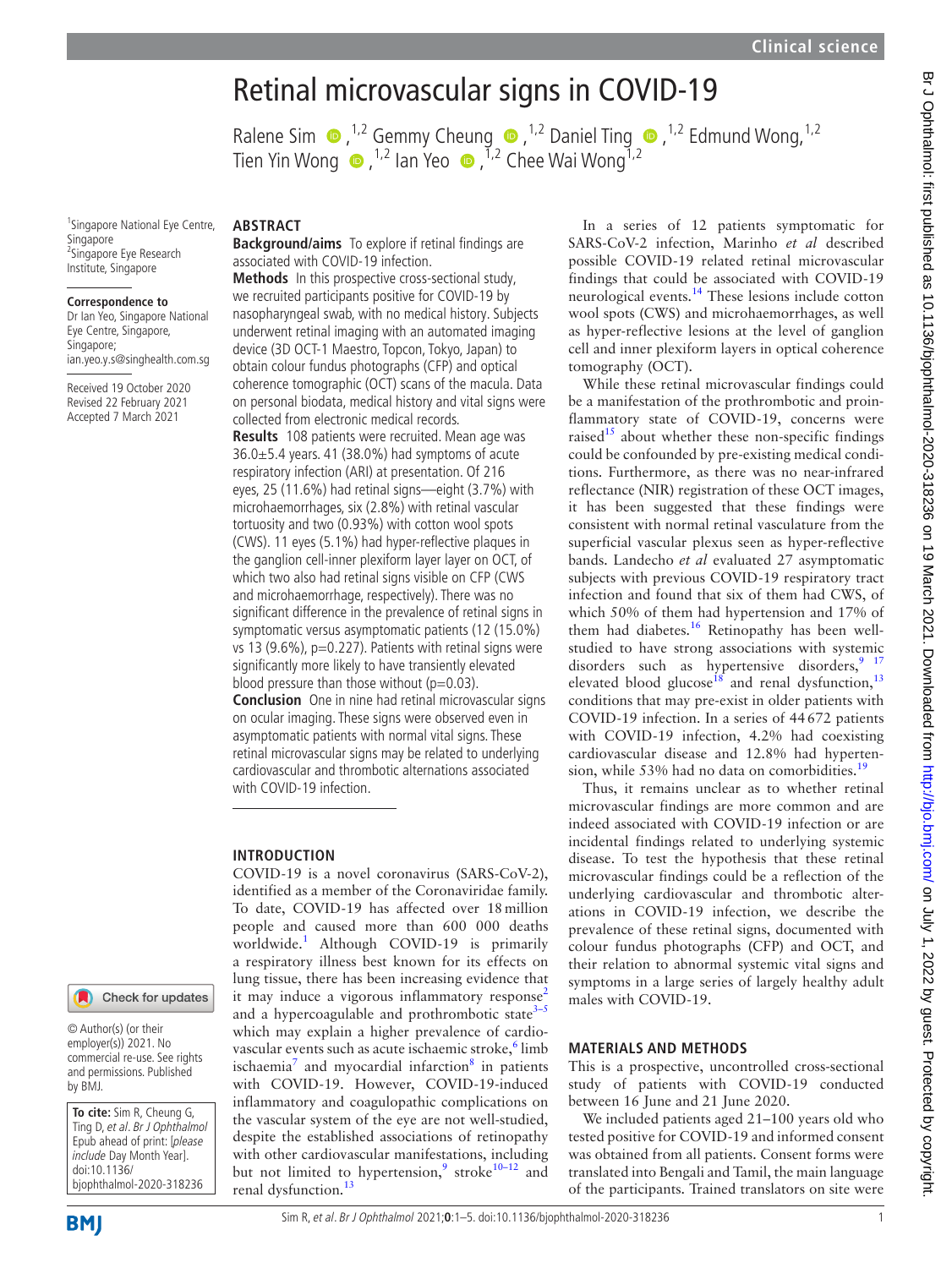# Retinal microvascular signs in COVID-19

Ralene Sim[1,2] Gemmy Cheung[1,2] Daniel Ting[1,2] Edmund Wong,[1,2] Tien Yin Wong[1,2] Ian Yeo[1,2] Chee Wai Wong[1,2]

[1]Singapore National Eye Centre, Singapore
[2]Singapore Eye Research Institute, Singapore

**Correspondence to**
Dr Ian Yeo, Singapore National Eye Centre, Singapore, Singapore; ian.yeo.y.s@singhealth.com.sg

Received 19 October 2020
Revised 22 February 2021
Accepted 7 March 2021

© Author(s) (or their employer(s)) 2021. No commercial re-use. See rights and permissions. Published by BMJ.

**To cite:** Sim R, Cheung G, Ting D, *et al*. *Br J Ophthalmol* Epub ahead of print: [*please include* Day Month Year]. doi:10.1136/bjophthalmol-2020-318236

## ABSTRACT

**Background/aims** To explore if retinal findings are associated with COVID-19 infection.

**Methods** In this prospective cross-sectional study, we recruited participants positive for COVID-19 by nasopharyngeal swab, with no medical history. Subjects underwent retinal imaging with an automated imaging device (3D OCT-1 Maestro, Topcon, Tokyo, Japan) to obtain colour fundus photographs (CFP) and optical coherence tomographic (OCT) scans of the macula. Data on personal biodata, medical history and vital signs were collected from electronic medical records.

**Results** 108 patients were recruited. Mean age was 36.0±5.4 years. 41 (38.0%) had symptoms of acute respiratory infection (ARI) at presentation. Of 216 eyes, 25 (11.6%) had retinal signs—eight (3.7%) with microhaemorrhages, six (2.8%) with retinal vascular tortuosity and two (0.93%) with cotton wool spots (CWS). 11 eyes (5.1%) had hyper-reflective plaques in the ganglion cell-inner plexiform layer layer on OCT, of which two also had retinal signs visible on CFP (CWS and microhaemorrhage, respectively). There was no significant difference in the prevalence of retinal signs in symptomatic versus asymptomatic patients (12 (15.0%) vs 13 (9.6%), p=0.227). Patients with retinal signs were significantly more likely to have transiently elevated blood pressure than those without (p=0.03).

**Conclusion** One in nine had retinal microvascular signs on ocular imaging. These signs were observed even in asymptomatic patients with normal vital signs. These retinal microvascular signs may be related to underlying cardiovascular and thrombotic alternations associated with COVID-19 infection.

## INTRODUCTION

COVID-19 is a novel coronavirus (SARS-CoV-2), identified as a member of the Coronaviridae family. To date, COVID-19 has affected over 18 million people and caused more than 600 000 deaths worldwide.[1] Although COVID-19 is primarily a respiratory illness best known for its effects on lung tissue, there has been increasing evidence that it may induce a vigorous inflammatory response[2] and a hypercoagulable and prothrombotic state[3–5] which may explain a higher prevalence of cardiovascular events such as acute ischaemic stroke,[6] limb ischaemia[7] and myocardial infarction[8] in patients with COVID-19. However, COVID-19-induced inflammatory and coagulopathic complications on the vascular system of the eye are not well-studied, despite the established associations of retinopathy with other cardiovascular manifestations, including but not limited to hypertension,[9] stroke[10–12] and renal dysfunction.[13]

In a series of 12 patients symptomatic for SARS-CoV-2 infection, Marinho *et al* described possible COVID-19 related retinal microvascular findings that could be associated with COVID-19 neurological events.[14] These lesions include cotton wool spots (CWS) and microhaemorrhages, as well as hyper-reflective lesions at the level of ganglion cell and inner plexiform layers in optical coherence tomography (OCT).

While these retinal microvascular findings could be a manifestation of the prothrombotic and proinflammatory state of COVID-19, concerns were raised[15] about whether these non-specific findings could be confounded by pre-existing medical conditions. Furthermore, as there was no near-infrared reflectance (NIR) registration of these OCT images, it has been suggested that these findings were consistent with normal retinal vasculature from the superficial vascular plexus seen as hyper-reflective bands. Landecho *et al* evaluated 27 asymptomatic subjects with previous COVID-19 respiratory tract infection and found that six of them had CWS, of which 50% of them had hypertension and 17% of them had diabetes.[16] Retinopathy has been well-studied to have strong associations with systemic disorders such as hypertensive disorders,[9,17] elevated blood glucose[18] and renal dysfunction,[13] conditions that may pre-exist in older patients with COVID-19 infection. In a series of 44 672 patients with COVID-19 infection, 4.2% had coexisting cardiovascular disease and 12.8% had hypertension, while 53% had no data on comorbidities.[19]

Thus, it remains unclear as to whether retinal microvascular findings are more common and are indeed associated with COVID-19 infection or are incidental findings related to underlying systemic disease. To test the hypothesis that these retinal microvascular findings could be a reflection of the underlying cardiovascular and thrombotic alterations in COVID-19 infection, we describe the prevalence of these retinal signs, documented with colour fundus photographs (CFP) and OCT, and their relation to abnormal systemic vital signs and symptoms in a large series of largely healthy adult males with COVID-19.

## MATERIALS AND METHODS

This is a prospective, uncontrolled cross-sectional study of patients with COVID-19 conducted between 16 June and 21 June 2020.

We included patients aged 21–100 years old who tested positive for COVID-19 and informed consent was obtained from all patients. Consent forms were translated into Bengali and Tamil, the main language of the participants. Trained translators on site were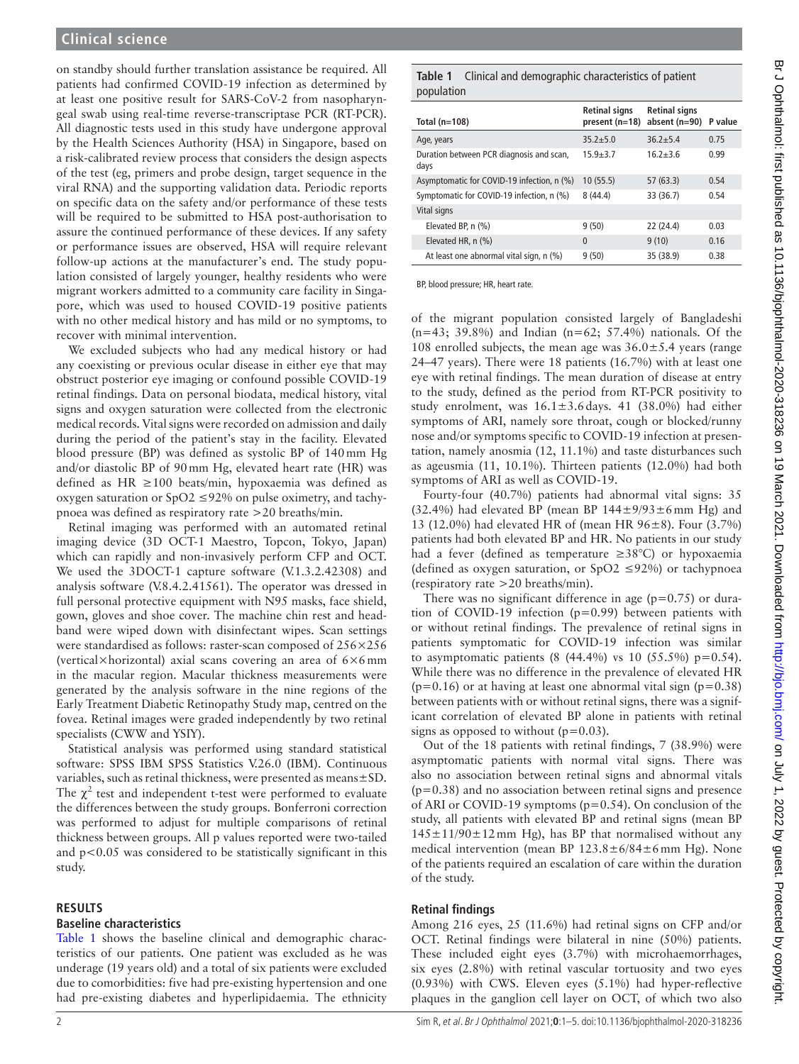on standby should further translation assistance be required. All patients had confirmed COVID-19 infection as determined by at least one positive result for SARS-CoV-2 from nasopharyngeal swab using real-time reverse-transcriptase PCR (RT-PCR). All diagnostic tests used in this study have undergone approval by the Health Sciences Authority (HSA) in Singapore, based on a risk-calibrated review process that considers the design aspects of the test (eg, primers and probe design, target sequence in the viral RNA) and the supporting validation data. Periodic reports on specific data on the safety and/or performance of these tests will be required to be submitted to HSA post-authorisation to assure the continued performance of these devices. If any safety or performance issues are observed, HSA will require relevant follow-up actions at the manufacturer's end. The study population consisted of largely younger, healthy residents who were migrant workers admitted to a community care facility in Singapore, which was used to housed COVID-19 positive patients with no other medical history and has mild or no symptoms, to recover with minimal intervention.

We excluded subjects who had any medical history or had any coexisting or previous ocular disease in either eye that may obstruct posterior eye imaging or confound possible COVID-19 retinal findings. Data on personal biodata, medical history, vital signs and oxygen saturation were collected from the electronic medical records. Vital signs were recorded on admission and daily during the period of the patient's stay in the facility. Elevated blood pressure (BP) was defined as systolic BP of 140 mm Hg and/or diastolic BP of 90 mm Hg, elevated heart rate (HR) was defined as HR ≥100 beats/min, hypoxaemia was defined as oxygen saturation or $SpO_2$ ≤92% on pulse oximetry, and tachypnoea was defined as respiratory rate >20 breaths/min.

Retinal imaging was performed with an automated retinal imaging device (3D OCT-1 Maestro, Topcon, Tokyo, Japan) which can rapidly and non-invasively perform CFP and OCT. We used the 3DOCT-1 capture software (V.1.3.2.42308) and analysis software (V.8.4.2.41561). The operator was dressed in full personal protective equipment with N95 masks, face shield, gown, gloves and shoe cover. The machine chin rest and headband were wiped down with disinfectant wipes. Scan settings were standardised as follows: raster-scan composed of 256×256 (vertical×horizontal) axial scans covering an area of 6×6 mm in the macular region. Macular thickness measurements were generated by the analysis software in the nine regions of the Early Treatment Diabetic Retinopathy Study map, centred on the fovea. Retinal images were graded independently by two retinal specialists (CWW and YSIY).

Statistical analysis was performed using standard statistical software: SPSS IBM SPSS Statistics V.26.0 (IBM). Continuous variables, such as retinal thickness, were presented as means±SD. The $\chi^2$ test and independent t-test were performed to evaluate the differences between the study groups. Bonferroni correction was performed to adjust for multiple comparisons of retinal thickness between groups. All p values reported were two-tailed and $p<0.05$ was considered to be statistically significant in this study.

## RESULTS

### Baseline characteristics

Table 1 shows the baseline clinical and demographic characteristics of our patients. One patient was excluded as he was underage (19 years old) and a total of six patients were excluded due to comorbidities: five had pre-existing hypertension and one had pre-existing diabetes and hyperlipidaemia. The ethnicity of the migrant population consisted largely of Bangladeshi (n=43; 39.8%) and Indian (n=62; 57.4%) nationals. Of the 108 enrolled subjects, the mean age was 36.0±5.4 years (range 24–47 years). There were 18 patients (16.7%) with at least one eye with retinal findings. The mean duration of disease at entry to the study, defined as the period from RT-PCR positivity to study enrolment, was 16.1±3.6 days. 41 (38.0%) had either symptoms of ARI, namely sore throat, cough or blocked/runny nose and/or symptoms specific to COVID-19 infection at presentation, namely anosmia (12, 11.1%) and taste disturbances such as ageusmia (11, 10.1%). Thirteen patients (12.0%) had both symptoms of ARI as well as COVID-19.

**Table 1** Clinical and demographic characteristics of patient population

| Total (n=108) | Retinal signs present (n=18) | Retinal signs absent (n=90) | P value |
|---|---|---|---|
| Age, years | 35.2±5.0 | 36.2±5.4 | 0.75 |
| Duration between PCR diagnosis and scan, days | 15.9±3.7 | 16.2±3.6 | 0.99 |
| Asymptomatic for COVID-19 infection, n (%) | 10 (55.5) | 57 (63.3) | 0.54 |
| Symptomatic for COVID-19 infection, n (%) | 8 (44.4) | 33 (36.7) | 0.54 |
| Vital signs | | | |
| Elevated BP, n (%) | 9 (50) | 22 (24.4) | 0.03 |
| Elevated HR, n (%) | 0 | 9 (10) | 0.16 |
| At least one abnormal vital sign, n (%) | 9 (50) | 35 (38.9) | 0.38 |

BP, blood pressure; HR, heart rate.

Fourty-four (40.7%) patients had abnormal vital signs: 35 (32.4%) had elevated BP (mean BP 144±9/93±6 mm Hg) and 13 (12.0%) had elevated HR of (mean HR 96±8). Four (3.7%) patients had both elevated BP and HR. No patients in our study had a fever (defined as temperature ≥38°C) or hypoxaemia (defined as oxygen saturation, or $SpO_2$ ≤92%) or tachypnoea (respiratory rate >20 breaths/min).

There was no significant difference in age (p=0.75) or duration of COVID-19 infection (p=0.99) between patients with or without retinal findings. The prevalence of retinal signs in patients symptomatic for COVID-19 infection was similar to asymptomatic patients (8 (44.4%) vs 10 (55.5%) p=0.54). While there was no difference in the prevalence of elevated HR (p=0.16) or at having at least one abnormal vital sign (p=0.38) between patients with or without retinal signs, there was a significant correlation of elevated BP alone in patients with retinal signs as opposed to without (p=0.03).

Out of the 18 patients with retinal findings, 7 (38.9%) were asymptomatic patients with normal vital signs. There was also no association between retinal signs and abnormal vitals (p=0.38) and no association between retinal signs and presence of ARI or COVID-19 symptoms (p=0.54). On conclusion of the study, all patients with elevated BP and retinal signs (mean BP 145±11/90±12 mm Hg), has BP that normalised without any medical intervention (mean BP 123.8±6/84±6 mm Hg). None of the patients required an escalation of care within the duration of the study.

### Retinal findings

Among 216 eyes, 25 (11.6%) had retinal signs on CFP and/or OCT. Retinal findings were bilateral in nine (50%) patients. These included eight eyes (3.7%) with microhaemorrhages, six eyes (2.8%) with retinal vascular tortuosity and two eyes (0.93%) with CWS. Eleven eyes (5.1%) had hyper-reflective plaques in the ganglion cell layer on OCT, of which two also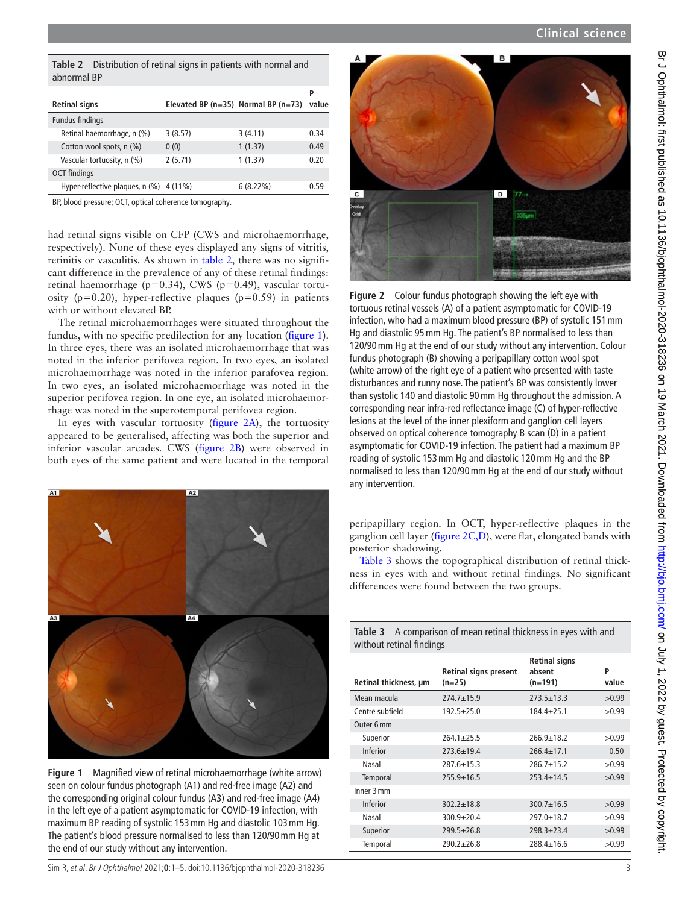**Table 2** Distribution of retinal signs in patients with normal and abnormal BP

| Retinal signs | Elevated BP (n=35) | Normal BP (n=73) | P value |
|---|---|---|---|
| Fundus findings | | | |
| Retinal haemorrhage, n (%) | 3 (8.57) | 3 (4.11) | 0.34 |
| Cotton wool spots, n (%) | 0 (0) | 1 (1.37) | 0.49 |
| Vascular tortuosity, n (%) | 2 (5.71) | 1 (1.37) | 0.20 |
| OCT findings | | | |
| Hyper-reflective plaques, n (%) | 4 (11%) | 6 (8.22%) | 0.59 |

BP, blood pressure; OCT, optical coherence tomography.

had retinal signs visible on CFP (CWS and microhaemorrhage, respectively). None of these eyes displayed any signs of vitritis, retinitis or vasculitis. As shown in table 2, there was no significant difference in the prevalence of any of these retinal findings: retinal haemorrhage (p=0.34), CWS (p=0.49), vascular tortuosity (p=0.20), hyper-reflective plaques (p=0.59) in patients with or without elevated BP.

The retinal microhaemorrhages were situated throughout the fundus, with no specific predilection for any location (figure 1). In three eyes, there was an isolated microhaemorrhage that was noted in the inferior perifovea region. In two eyes, an isolated microhaemorrhage was noted in the inferior parafovea region. In two eyes, an isolated microhaemorrhage was noted in the superior perifovea region. In one eye, an isolated microhaemorrhage was noted in the superotemporal perifovea region.

In eyes with vascular tortuosity (figure 2A), the tortuosity appeared to be generalised, affecting was both the superior and inferior vascular arcades. CWS (figure 2B) were observed in both eyes of the same patient and were located in the temporal peripapillary region. In OCT, hyper-reflective plaques in the ganglion cell layer (figure 2C,D), were flat, elongated bands with posterior shadowing.

Table 3 shows the topographical distribution of retinal thickness in eyes with and without retinal findings. No significant differences were found between the two groups.

**Figure 1** Magnified view of retinal microhaemorrhage (white arrow) seen on colour fundus photograph (A1) and red-free image (A2) and the corresponding original colour fundus (A3) and red-free image (A4) in the left eye of a patient asymptomatic for COVID-19 infection, with maximum BP reading of systolic 153 mm Hg and diastolic 103 mm Hg. The patient's blood pressure normalised to less than 120/90 mm Hg at the end of our study without any intervention.

**Figure 2** Colour fundus photograph showing the left eye with tortuous retinal vessels (A) of a patient asymptomatic for COVID-19 infection, who had a maximum blood pressure (BP) of systolic 151 mm Hg and diastolic 95 mm Hg. The patient's BP normalised to less than 120/90 mm Hg at the end of our study without any intervention. Colour fundus photograph (B) showing a peripapillary cotton wool spot (white arrow) of the right eye of a patient who presented with taste disturbances and runny nose. The patient's BP was consistently lower than systolic 140 and diastolic 90 mm Hg throughout the admission. A corresponding near infra-red reflectance image (C) of hyper-reflective lesions at the level of the inner plexiform and ganglion cell layers observed on optical coherence tomography B scan (D) in a patient asymptomatic for COVID-19 infection. The patient had a maximum BP reading of systolic 153 mm Hg and diastolic 120 mm Hg and the BP normalised to less than 120/90 mm Hg at the end of our study without any intervention.

**Table 3** A comparison of mean retinal thickness in eyes with and without retinal findings

| Retinal thickness, µm | Retinal signs present (n=25) | Retinal signs absent (n=191) | P value |
|---|---|---|---|
| Mean macula | 274.7±15.9 | 273.5±13.3 | >0.99 |
| Centre subfield | 192.5±25.0 | 184.4±25.1 | >0.99 |
| Outer 6 mm | | | |
| Superior | 264.1±25.5 | 266.9±18.2 | >0.99 |
| Inferior | 273.6±19.4 | 266.4±17.1 | 0.50 |
| Nasal | 287.6±15.3 | 286.7±15.2 | >0.99 |
| Temporal | 255.9±16.5 | 253.4±14.5 | >0.99 |
| Inner 3 mm | | | |
| Inferior | 302.2±18.8 | 300.7±16.5 | >0.99 |
| Nasal | 300.9±20.4 | 297.0±18.7 | >0.99 |
| Superior | 299.5±26.8 | 298.3±23.4 | >0.99 |
| Temporal | 290.2±26.8 | 288.4±16.6 | >0.99 |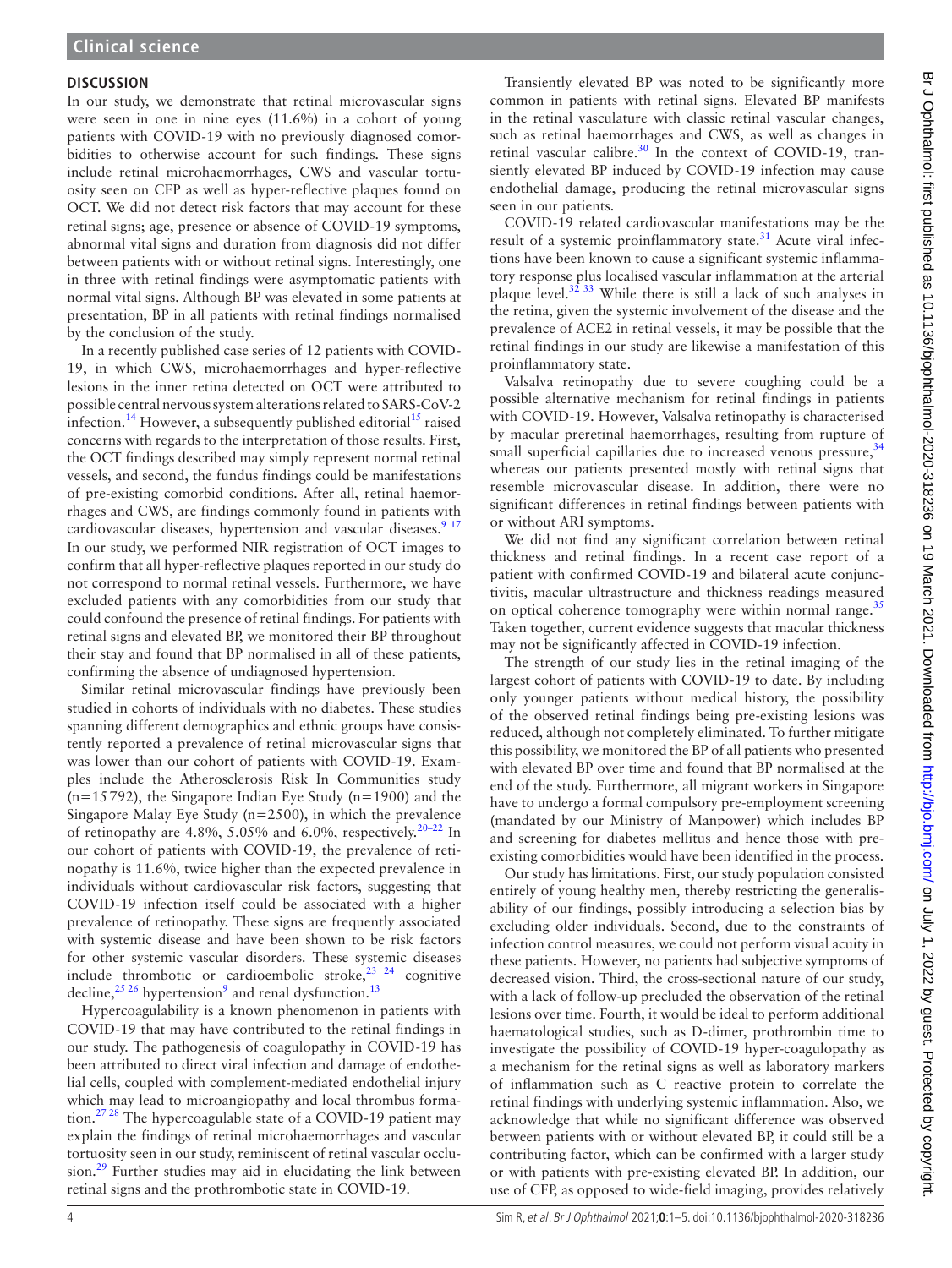## DISCUSSION

In our study, we demonstrate that retinal microvascular signs were seen in one in nine eyes (11.6%) in a cohort of young patients with COVID-19 with no previously diagnosed comorbidities to otherwise account for such findings. These signs include retinal microhaemorrhages, CWS and vascular tortuosity seen on CFP as well as hyper-reflective plaques found on OCT. We did not detect risk factors that may account for these retinal signs; age, presence or absence of COVID-19 symptoms, abnormal vital signs and duration from diagnosis did not differ between patients with or without retinal signs. Interestingly, one in three with retinal findings were asymptomatic patients with normal vital signs. Although BP was elevated in some patients at presentation, BP in all patients with retinal findings normalised by the conclusion of the study.

In a recently published case series of 12 patients with COVID-19, in which CWS, microhaemorrhages and hyper-reflective lesions in the inner retina detected on OCT were attributed to possible central nervous system alterations related to SARS-CoV-2 infection.[14] However, a subsequently published editorial[15] raised concerns with regards to the interpretation of those results. First, the OCT findings described may simply represent normal retinal vessels, and second, the fundus findings could be manifestations of pre-existing comorbid conditions. After all, retinal haemorrhages and CWS, are findings commonly found in patients with cardiovascular diseases, hypertension and vascular diseases.[9 17] In our study, we performed NIR registration of OCT images to confirm that all hyper-reflective plaques reported in our study do not correspond to normal retinal vessels. Furthermore, we have excluded patients with any comorbidities from our study that could confound the presence of retinal findings. For patients with retinal signs and elevated BP, we monitored their BP throughout their stay and found that BP normalised in all of these patients, confirming the absence of undiagnosed hypertension.

Similar retinal microvascular findings have previously been studied in cohorts of individuals with no diabetes. These studies spanning different demographics and ethnic groups have consistently reported a prevalence of retinal microvascular signs that was lower than our cohort of patients with COVID-19. Examples include the Atherosclerosis Risk In Communities study (n=15 792), the Singapore Indian Eye Study (n=1900) and the Singapore Malay Eye Study (n=2500), in which the prevalence of retinopathy are 4.8%, 5.05% and 6.0%, respectively.[20–22] In our cohort of patients with COVID-19, the prevalence of retinopathy is 11.6%, twice higher than the expected prevalence in individuals without cardiovascular risk factors, suggesting that COVID-19 infection itself could be associated with a higher prevalence of retinopathy. These signs are frequently associated with systemic disease and have been shown to be risk factors for other systemic vascular disorders. These systemic diseases include thrombotic or cardioembolic stroke,[23 24] cognitive decline,[25 26] hypertension[9] and renal dysfunction.[13]

Hypercoagulability is a known phenomenon in patients with COVID-19 that may have contributed to the retinal findings in our study. The pathogenesis of coagulopathy in COVID-19 has been attributed to direct viral infection and damage of endothelial cells, coupled with complement-mediated endothelial injury which may lead to microangiopathy and local thrombus formation.[27 28] The hypercoagulable state of a COVID-19 patient may explain the findings of retinal microhaemorrhages and vascular tortuosity seen in our study, reminiscent of retinal vascular occlusion.[29] Further studies may aid in elucidating the link between retinal signs and the prothrombotic state in COVID-19.

Transiently elevated BP was noted to be significantly more common in patients with retinal signs. Elevated BP manifests in the retinal vasculature with classic retinal vascular changes, such as retinal haemorrhages and CWS, as well as changes in retinal vascular calibre.[30] In the context of COVID-19, transiently elevated BP induced by COVID-19 infection may cause endothelial damage, producing the retinal microvascular signs seen in our patients.

COVID-19 related cardiovascular manifestations may be the result of a systemic proinflammatory state.[31] Acute viral infections have been known to cause a significant systemic inflammatory response plus localised vascular inflammation at the arterial plaque level.[32 33] While there is still a lack of such analyses in the retina, given the systemic involvement of the disease and the prevalence of ACE2 in retinal vessels, it may be possible that the retinal findings in our study are likewise a manifestation of this proinflammatory state.

Valsalva retinopathy due to severe coughing could be a possible alternative mechanism for retinal findings in patients with COVID-19. However, Valsalva retinopathy is characterised by macular preretinal haemorrhages, resulting from rupture of small superficial capillaries due to increased venous pressure,[34] whereas our patients presented mostly with retinal signs that resemble microvascular disease. In addition, there were no significant differences in retinal findings between patients with or without ARI symptoms.

We did not find any significant correlation between retinal thickness and retinal findings. In a recent case report of a patient with confirmed COVID-19 and bilateral acute conjunctivitis, macular ultrastructure and thickness readings measured on optical coherence tomography were within normal range.[35] Taken together, current evidence suggests that macular thickness may not be significantly affected in COVID-19 infection.

The strength of our study lies in the retinal imaging of the largest cohort of patients with COVID-19 to date. By including only younger patients without medical history, the possibility of the observed retinal findings being pre-existing lesions was reduced, although not completely eliminated. To further mitigate this possibility, we monitored the BP of all patients who presented with elevated BP over time and found that BP normalised at the end of the study. Furthermore, all migrant workers in Singapore have to undergo a formal compulsory pre-employment screening (mandated by our Ministry of Manpower) which includes BP and screening for diabetes mellitus and hence those with pre-existing comorbidities would have been identified in the process.

Our study has limitations. First, our study population consisted entirely of young healthy men, thereby restricting the generalisability of our findings, possibly introducing a selection bias by excluding older individuals. Second, due to the constraints of infection control measures, we could not perform visual acuity in these patients. However, no patients had subjective symptoms of decreased vision. Third, the cross-sectional nature of our study, with a lack of follow-up precluded the observation of the retinal lesions over time. Fourth, it would be ideal to perform additional haematological studies, such as D-dimer, prothrombin time to investigate the possibility of COVID-19 hyper-coagulopathy as a mechanism for the retinal signs as well as laboratory markers of inflammation such as C reactive protein to correlate the retinal findings with underlying systemic inflammation. Also, we acknowledge that while no significant difference was observed between patients with or without elevated BP, it could still be a contributing factor, which can be confirmed with a larger study or with patients with pre-existing elevated BP. In addition, our use of CFP, as opposed to wide-field imaging, provides relatively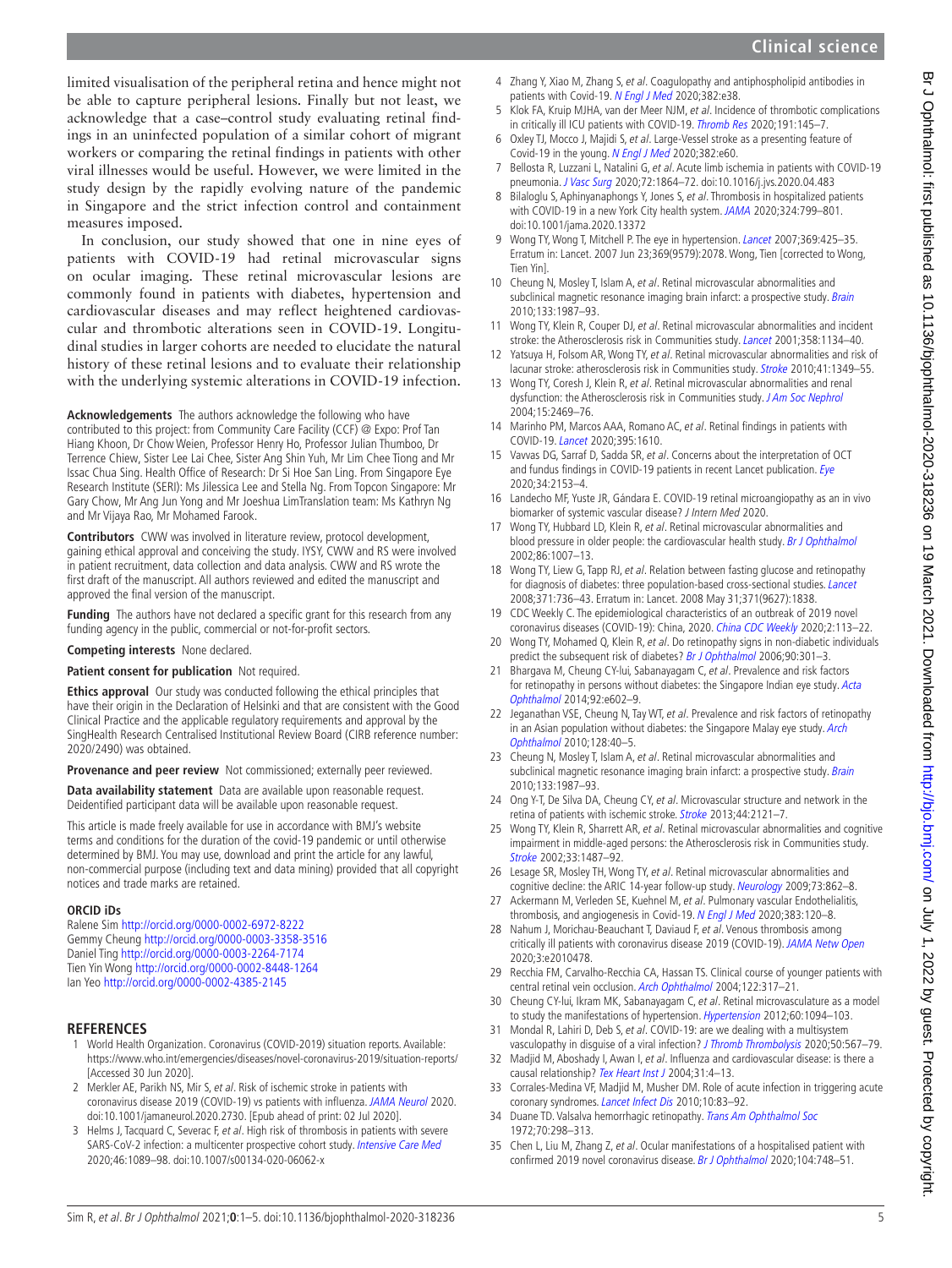limited visualisation of the peripheral retina and hence might not be able to capture peripheral lesions. Finally but not least, we acknowledge that a case–control study evaluating retinal findings in an uninfected population of a similar cohort of migrant workers or comparing the retinal findings in patients with other viral illnesses would be useful. However, we were limited in the study design by the rapidly evolving nature of the pandemic in Singapore and the strict infection control and containment measures imposed.

In conclusion, our study showed that one in nine eyes of patients with COVID-19 had retinal microvascular signs on ocular imaging. These retinal microvascular lesions are commonly found in patients with diabetes, hypertension and cardiovascular diseases and may reflect heightened cardiovascular and thrombotic alterations seen in COVID-19. Longitudinal studies in larger cohorts are needed to elucidate the natural history of these retinal lesions and to evaluate their relationship with the underlying systemic alterations in COVID-19 infection.

**Acknowledgements** The authors acknowledge the following who have contributed to this project: from Community Care Facility (CCF) @ Expo: Prof Tan Hiang Khoon, Dr Chow Weien, Professor Henry Ho, Professor Julian Thumboo, Dr Terrence Chiew, Sister Lee Lai Chee, Sister Ang Shin Yuh, Mr Lim Chee Tiong and Mr Issac Chua Sing. Health Office of Research: Dr Si Hoe San Ling. From Singapore Eye Research Institute (SERI): Ms Jilessica Lee and Stella Ng. From Topcon Singapore: Mr Gary Chow, Mr Ang Jun Yong and Mr Joeshua LimTranslation team: Ms Kathryn Ng and Mr Vijaya Rao, Mr Mohamed Farook.

**Contributors** CWW was involved in literature review, protocol development, gaining ethical approval and conceiving the study. IYSY, CWW and RS were involved in patient recruitment, data collection and data analysis. CWW and RS wrote the first draft of the manuscript. All authors reviewed and edited the manuscript and approved the final version of the manuscript.

**Funding** The authors have not declared a specific grant for this research from any funding agency in the public, commercial or not-for-profit sectors.

**Competing interests** None declared.

**Patient consent for publication** Not required.

**Ethics approval** Our study was conducted following the ethical principles that have their origin in the Declaration of Helsinki and that are consistent with the Good Clinical Practice and the applicable regulatory requirements and approval by the SingHealth Research Centralised Institutional Review Board (CIRB reference number: 2020/2490) was obtained.

**Provenance and peer review** Not commissioned; externally peer reviewed.

**Data availability statement** Data are available upon reasonable request. Deidentified participant data will be available upon reasonable request.

This article is made freely available for use in accordance with BMJ's website terms and conditions for the duration of the covid-19 pandemic or until otherwise determined by BMJ. You may use, download and print the article for any lawful, non-commercial purpose (including text and data mining) provided that all copyright notices and trade marks are retained.

**ORCID iDs**

Ralene Sim http://orcid.org/0000-0002-6972-8222
Gemmy Cheung http://orcid.org/0000-0003-3358-3516
Daniel Ting http://orcid.org/0000-0003-2264-7174
Tien Yin Wong http://orcid.org/0000-0002-8448-1264
Ian Yeo http://orcid.org/0000-0002-4385-2145

## REFERENCES

1. World Health Organization. Coronavirus (COVID-2019) situation reports. Available: https://www.who.int/emergencies/diseases/novel-coronavirus-2019/situation-reports/ [Accessed 30 Jun 2020].
2. Merkler AE, Parikh NS, Mir S, *et al*. Risk of ischemic stroke in patients with coronavirus disease 2019 (COVID-19) vs patients with influenza. *JAMA Neurol* 2020. doi:10.1001/jamaneurol.2020.2730. [Epub ahead of print: 02 Jul 2020].
3. Helms J, Tacquard C, Severac F, *et al*. High risk of thrombosis in patients with severe SARS-CoV-2 infection: a multicenter prospective cohort study. *Intensive Care Med* 2020;46:1089–98. doi:10.1007/s00134-020-06062-x
4. Zhang Y, Xiao M, Zhang S, *et al*. Coagulopathy and antiphospholipid antibodies in patients with Covid-19. *N Engl J Med* 2020;382:e38.
5. Klok FA, Kruip MJHA, van der Meer NJM, *et al*. Incidence of thrombotic complications in critically ill ICU patients with COVID-19. *Thromb Res* 2020;191:145–7.
6. Oxley TJ, Mocco J, Majidi S, *et al*. Large-Vessel stroke as a presenting feature of Covid-19 in the young. *N Engl J Med* 2020;382:e60.
7. Bellosta R, Luzzani L, Natalini G, *et al*. Acute limb ischemia in patients with COVID-19 pneumonia. *J Vasc Surg* 2020;72:1864–72. doi:10.1016/j.jvs.2020.04.483
8. Bilaloglu S, Aphinyanaphongs Y, Jones S, *et al*. Thrombosis in hospitalized patients with COVID-19 in a new York City health system. *JAMA* 2020;324:799–801. doi:10.1001/jama.2020.13372
9. Wong TY, Wong T, Mitchell P. The eye in hypertension. *Lancet* 2007;369:425–35. Erratum in: Lancet. 2007 Jun 23;369(9579):2078. Wong, Tien [corrected to Wong, Tien Yin].
10. Cheung N, Mosley T, Islam A, *et al*. Retinal microvascular abnormalities and subclinical magnetic resonance imaging brain infarct: a prospective study. *Brain* 2010;133:1987–93.
11. Wong TY, Klein R, Couper DJ, *et al*. Retinal microvascular abnormalities and incident stroke: the Atherosclerosis risk in Communities study. *Lancet* 2001;358:1134–40.
12. Yatsuya H, Folsom AR, Wong TY, *et al*. Retinal microvascular abnormalities and risk of lacunar stroke: atherosclerosis risk in Communities study. *Stroke* 2010;41:1349–55.
13. Wong TY, Coresh J, Klein R, *et al*. Retinal microvascular abnormalities and renal dysfunction: the Atherosclerosis risk in Communities study. *J Am Soc Nephrol* 2004;15:2469–76.
14. Marinho PM, Marcos AAA, Romano AC, *et al*. Retinal findings in patients with COVID-19. *Lancet* 2020;395:1610.
15. Vavvas DG, Sarraf D, Sadda SR, *et al*. Concerns about the interpretation of OCT and fundus findings in COVID-19 patients in recent Lancet publication. *Eye* 2020;34:2153–4.
16. Landecho MF, Yuste JR, Gándara E. COVID-19 retinal microangiopathy as an in vivo biomarker of systemic vascular disease? *J Intern Med* 2020.
17. Wong TY, Hubbard LD, Klein R, *et al*. Retinal microvascular abnormalities and blood pressure in older people: the cardiovascular health study. *Br J Ophthalmol* 2002;86:1007–13.
18. Wong TY, Liew G, Tapp RJ, *et al*. Relation between fasting glucose and retinopathy for diagnosis of diabetes: three population-based cross-sectional studies. *Lancet* 2008;371:736–43. Erratum in: Lancet. 2008 May 31;371(9627):1838.
19. CDC Weekly C. The epidemiological characteristics of an outbreak of 2019 novel coronavirus diseases (COVID-19): China, 2020. *China CDC Weekly* 2020;2:113–22.
20. Wong TY, Mohamed Q, Klein R, *et al*. Do retinopathy signs in non-diabetic individuals predict the subsequent risk of diabetes? *Br J Ophthalmol* 2006;90:301–3.
21. Bhargava M, Cheung CY-lui, Sabanayagam C, *et al*. Prevalence and risk factors for retinopathy in persons without diabetes: the Singapore Indian eye study. *Acta Ophthalmol* 2014;92:e602–9.
22. Jeganathan VSE, Cheung N, Tay WT, *et al*. Prevalence and risk factors of retinopathy in an Asian population without diabetes: the Singapore Malay eye study. *Arch Ophthalmol* 2010;128:40–5.
23. Cheung N, Mosley T, Islam A, *et al*. Retinal microvascular abnormalities and subclinical magnetic resonance imaging brain infarct: a prospective study. *Brain* 2010;133:1987–93.
24. Ong Y-T, De Silva DA, Cheung CY, *et al*. Microvascular structure and network in the retina of patients with ischemic stroke. *Stroke* 2013;44:2121–7.
25. Wong TY, Klein R, Sharrett AR, *et al*. Retinal microvascular abnormalities and cognitive impairment in middle-aged persons: the Atherosclerosis risk in Communities study. *Stroke* 2002;33:1487–92.
26. Lesage SR, Mosley TH, Wong TY, *et al*. Retinal microvascular abnormalities and cognitive decline: the ARIC 14-year follow-up study. *Neurology* 2009;73:862–8.
27. Ackermann M, Verleden SE, Kuehnel M, *et al*. Pulmonary vascular Endothelialitis, thrombosis, and angiogenesis in Covid-19. *N Engl J Med* 2020;383:120–8.
28. Nahum J, Morichau-Beauchant T, Daviaud F, *et al*. Venous thrombosis among critically ill patients with coronavirus disease 2019 (COVID-19). *JAMA Netw Open* 2020;3:e2010478.
29. Recchia FM, Carvalho-Recchia CA, Hassan TS. Clinical course of younger patients with central retinal vein occlusion. *Arch Ophthalmol* 2004;122:317–21.
30. Cheung CY-lui, Ikram MK, Sabanayagam C, *et al*. Retinal microvasculature as a model to study the manifestations of hypertension. *Hypertension* 2012;60:1094–103.
31. Mondal R, Lahiri D, Deb S, *et al*. COVID-19: are we dealing with a multisystem vasculopathy in disguise of a viral infection? *J Thromb Thrombolysis* 2020;50:567–79.
32. Madjid M, Aboshady I, Awan I, *et al*. Influenza and cardiovascular disease: is there a causal relationship? *Tex Heart Inst J* 2004;31:4–13.
33. Corrales-Medina VF, Madjid M, Musher DM. Role of acute infection in triggering acute coronary syndromes. *Lancet Infect Dis* 2010;10:83–92.
34. Duane TD. Valsalva hemorrhagic retinopathy. *Trans Am Ophthalmol Soc* 1972;70:298–313.
35. Chen L, Liu M, Zhang Z, *et al*. Ocular manifestations of a hospitalised patient with confirmed 2019 novel coronavirus disease. *Br J Ophthalmol* 2020;104:748–51.